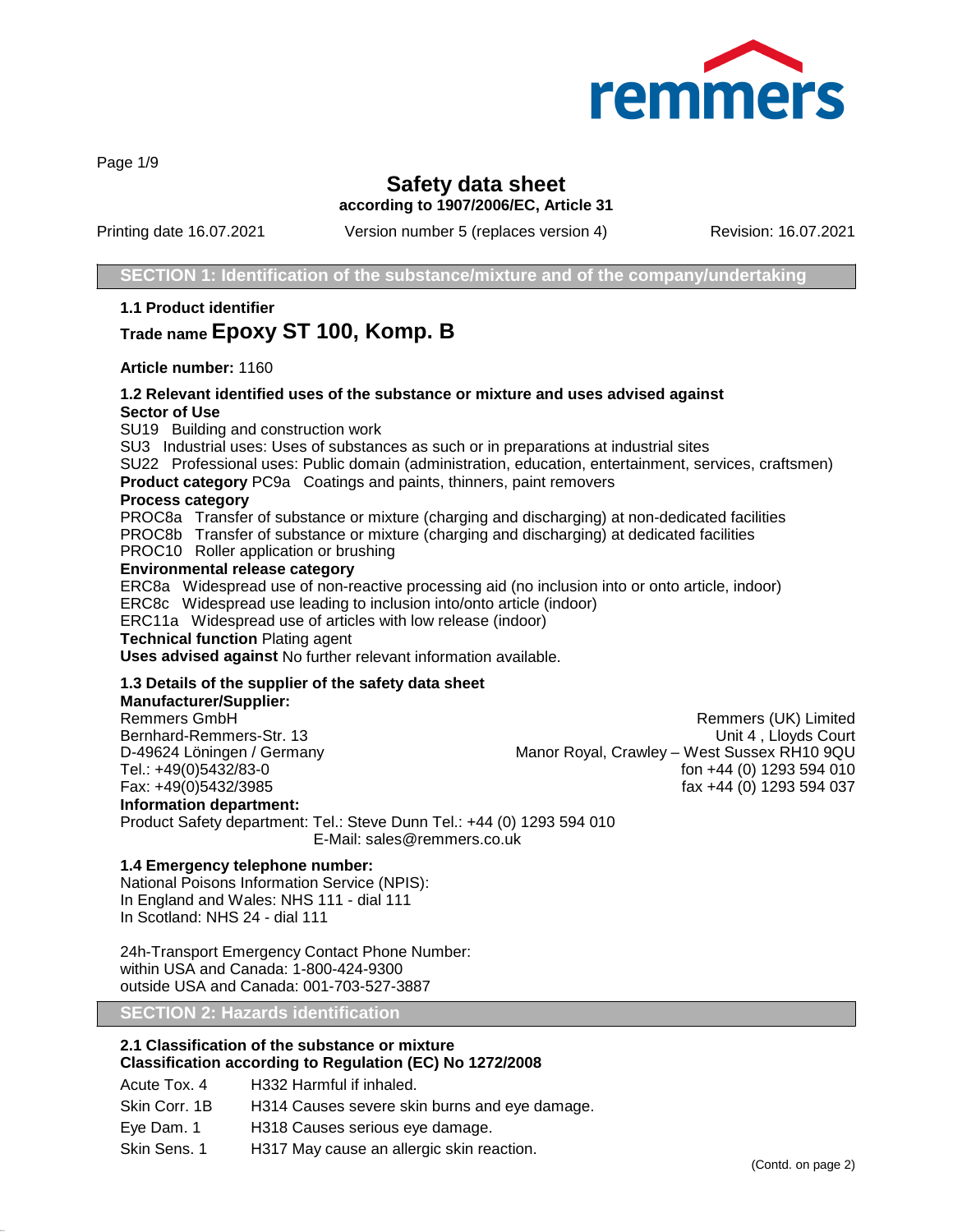# Safety data sheet

**according to 1907/2006/EC, Article 31**

Printing date 16.07.2021 Version number 5 (replaces version 4) Revision: 16.07.2021

## SECTION 1: Identification of the substance/mixture and of the company/undertaking

### 1.1 Product identifier

**Trade name Epoxy ST 100, Komp. B**

**Article number:** 1160

### 1.2 Relevant identified uses of the substance or mixture and uses advised against

**Sector of Use**

SU19 Building and construction work
SU3 Industrial uses: Uses of substances as such or in preparations at industrial sites
SU22 Professional uses: Public domain (administration, education, entertainment, services, craftsmen)

**Product category** PC9a Coatings and paints, thinners, paint removers

**Process category**

PROC8a Transfer of substance or mixture (charging and discharging) at non-dedicated facilities
PROC8b Transfer of substance or mixture (charging and discharging) at dedicated facilities
PROC10 Roller application or brushing

**Environmental release category**

ERC8a Widespread use of non-reactive processing aid (no inclusion into or onto article, indoor)
ERC8c Widespread use leading to inclusion into/onto article (indoor)
ERC11a Widespread use of articles with low release (indoor)

**Technical function** Plating agent

**Uses advised against** No further relevant information available.

### 1.3 Details of the supplier of the safety data sheet

**Manufacturer/Supplier:**

Remmers GmbH
Bernhard-Remmers-Str. 13
D-49624 Löningen / Germany
Tel.: +49(0)5432/83-0
Fax: +49(0)5432/3985

Remmers (UK) Limited
Unit 4 , Lloyds Court
Manor Royal, Crawley – West Sussex RH10 9QU
fon +44 (0) 1293 594 010
fax +44 (0) 1293 594 037

**Information department:**

Product Safety department: Tel.: Steve Dunn Tel.: +44 (0) 1293 594 010
E-Mail: sales@remmers.co.uk

### 1.4 Emergency telephone number:

National Poisons Information Service (NPIS):
In England and Wales: NHS 111 - dial 111
In Scotland: NHS 24 - dial 111

24h-Transport Emergency Contact Phone Number:
within USA and Canada: 1-800-424-9300
outside USA and Canada: 001-703-527-3887

## SECTION 2: Hazards identification

### 2.1 Classification of the substance or mixture

**Classification according to Regulation (EC) No 1272/2008**

| | |
|---|---|
| Acute Tox. 4 | H332 Harmful if inhaled. |
| Skin Corr. 1B | H314 Causes severe skin burns and eye damage. |
| Eye Dam. 1 | H318 Causes serious eye damage. |
| Skin Sens. 1 | H317 May cause an allergic skin reaction. |

(Contd. on page 2)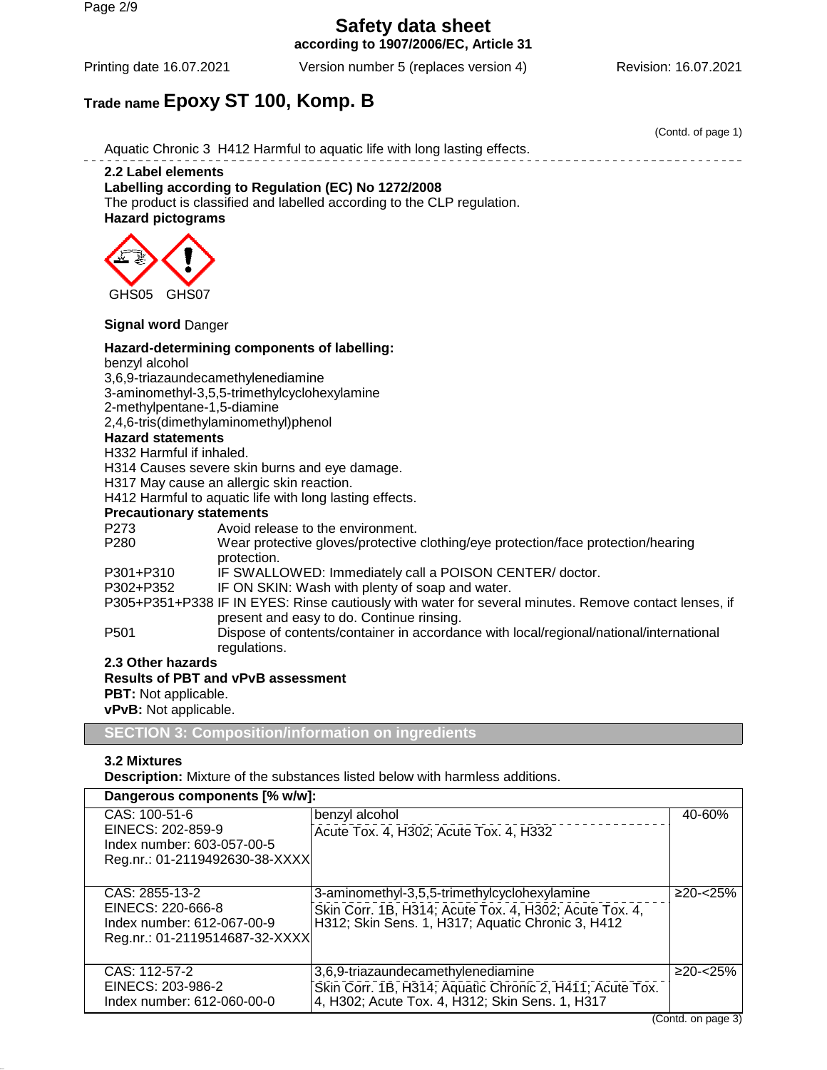# Safety data sheet

**according to 1907/2006/EC, Article 31**

Printing date 16.07.2021 | Version number 5 (replaces version 4) | Revision: 16.07.2021

## Trade name **Epoxy ST 100, Komp. B**

(Contd. of page 1)

Aquatic Chronic 3 H412 Harmful to aquatic life with long lasting effects.

**2.2 Label elements**

**Labelling according to Regulation (EC) No 1272/2008**

The product is classified and labelled according to the CLP regulation.

**Hazard pictograms**

GHS05 GHS07

**Signal word** Danger

**Hazard-determining components of labelling:**

benzyl alcohol
3,6,9-triazaundecamethylenediamine
3-aminomethyl-3,5,5-trimethylcyclohexylamine
2-methylpentane-1,5-diamine
2,4,6-tris(dimethylaminomethyl)phenol

**Hazard statements**

H332 Harmful if inhaled.
H314 Causes severe skin burns and eye damage.
H317 May cause an allergic skin reaction.
H412 Harmful to aquatic life with long lasting effects.

**Precautionary statements**

| | |
|---|---|
| P273 | Avoid release to the environment. |
| P280 | Wear protective gloves/protective clothing/eye protection/face protection/hearing protection. |
| P301+P310 | IF SWALLOWED: Immediately call a POISON CENTER/ doctor. |
| P302+P352 | IF ON SKIN: Wash with plenty of soap and water. |
| P305+P351+P338 | IF IN EYES: Rinse cautiously with water for several minutes. Remove contact lenses, if present and easy to do. Continue rinsing. |
| P501 | Dispose of contents/container in accordance with local/regional/national/international regulations. |

**2.3 Other hazards**

**Results of PBT and vPvB assessment**

**PBT:** Not applicable.

**vPvB:** Not applicable.

## SECTION 3: Composition/information on ingredients

**3.2 Mixtures**

**Description:** Mixture of the substances listed below with harmless additions.

| Dangerous components [% w/w]: | | |
|---|---|---|
| CAS: 100-51-6<br>EINECS: 202-859-9<br>Index number: 603-057-00-5<br>Reg.nr.: 01-2119492630-38-XXXX | benzyl alcohol<br>Acute Tox. 4, H302; Acute Tox. 4, H332 | 40-60% |
| CAS: 2855-13-2<br>EINECS: 220-666-8<br>Index number: 612-067-00-9<br>Reg.nr.: 01-2119514687-32-XXXX | 3-aminomethyl-3,5,5-trimethylcyclohexylamine<br>Skin Corr. 1B, H314; Acute Tox. 4, H302; Acute Tox. 4, H312; Skin Sens. 1, H317; Aquatic Chronic 3, H412 | ≥20-<25% |
| CAS: 112-57-2<br>EINECS: 203-986-2<br>Index number: 612-060-00-0 | 3,6,9-triazaundecamethylenediamine<br>Skin Corr. 1B, H314; Aquatic Chronic 2, H411; Acute Tox. 4, H302; Acute Tox. 4, H312; Skin Sens. 1, H317 | ≥20-<25% |

(Contd. on page 3)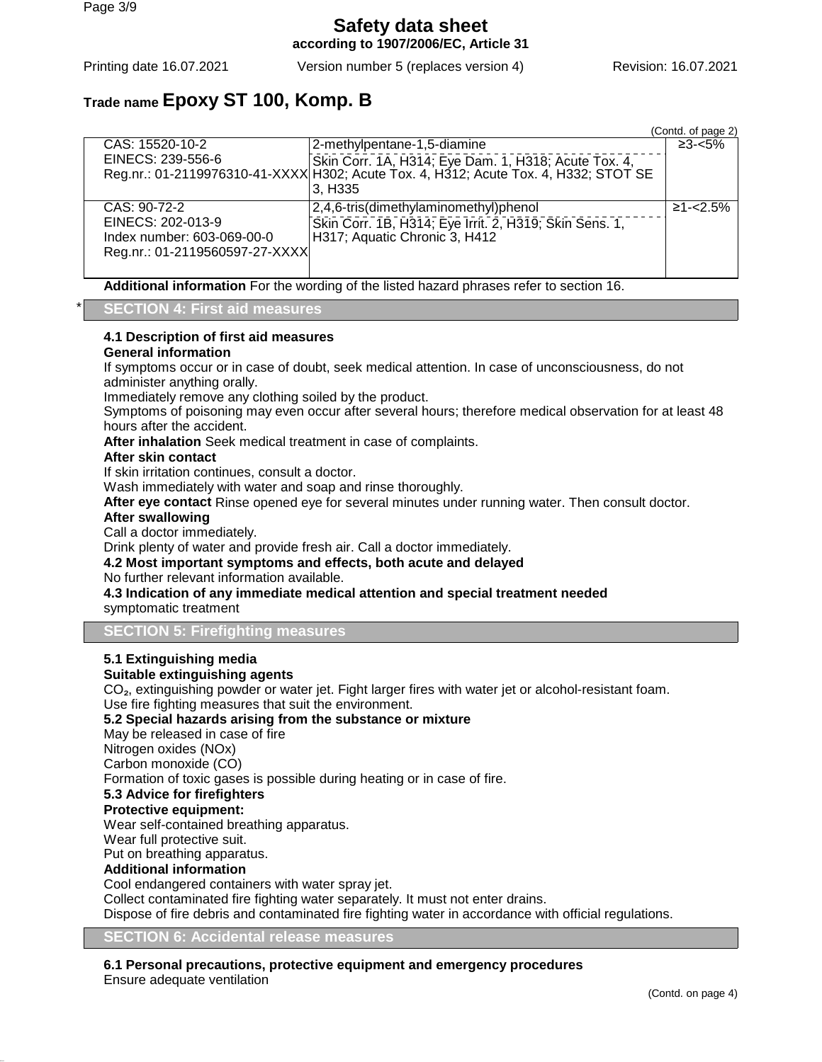Trade name **Epoxy ST 100, Komp. B**

(Contd. of page 2)

| | | |
|---|---|---|
| CAS: 15520-10-2<br>EINECS: 239-556-6<br>Reg.nr.: 01-2119976310-41-XXXX | 2-methylpentane-1,5-diamine<br>Skin Corr. 1A, H314; Eye Dam. 1, H318; Acute Tox. 4, H302; Acute Tox. 4, H312; Acute Tox. 4, H332; STOT SE 3, H335 | ≥3-<5% |
| CAS: 90-72-2<br>EINECS: 202-013-9<br>Index number: 603-069-00-0<br>Reg.nr.: 01-2119560597-27-XXXX | 2,4,6-tris(dimethylaminomethyl)phenol<br>Skin Corr. 1B, H314; Eye Irrit. 2, H319; Skin Sens. 1, H317; Aquatic Chronic 3, H412 | ≥1-<2.5% |

**Additional information** For the wording of the listed hazard phrases refer to section 16.

## * SECTION 4: First aid measures

**4.1 Description of first aid measures**

**General information**

If symptoms occur or in case of doubt, seek medical attention. In case of unconsciousness, do not administer anything orally.

Immediately remove any clothing soiled by the product.

Symptoms of poisoning may even occur after several hours; therefore medical observation for at least 48 hours after the accident.

**After inhalation** Seek medical treatment in case of complaints.

**After skin contact**

If skin irritation continues, consult a doctor.

Wash immediately with water and soap and rinse thoroughly.

**After eye contact** Rinse opened eye for several minutes under running water. Then consult doctor.

**After swallowing**

Call a doctor immediately.

Drink plenty of water and provide fresh air. Call a doctor immediately.

**4.2 Most important symptoms and effects, both acute and delayed**

No further relevant information available.

**4.3 Indication of any immediate medical attention and special treatment needed**

symptomatic treatment

## SECTION 5: Firefighting measures

**5.1 Extinguishing media**

**Suitable extinguishing agents**

$CO_2$, extinguishing powder or water jet. Fight larger fires with water jet or alcohol-resistant foam.

Use fire fighting measures that suit the environment.

**5.2 Special hazards arising from the substance or mixture**

May be released in case of fire

Nitrogen oxides (NOx)

Carbon monoxide (CO)

Formation of toxic gases is possible during heating or in case of fire.

**5.3 Advice for firefighters**

**Protective equipment:**

Wear self-contained breathing apparatus.

Wear full protective suit.

Put on breathing apparatus.

**Additional information**

Cool endangered containers with water spray jet.

Collect contaminated fire fighting water separately. It must not enter drains.

Dispose of fire debris and contaminated fire fighting water in accordance with official regulations.

## SECTION 6: Accidental release measures

**6.1 Personal precautions, protective equipment and emergency procedures**

Ensure adequate ventilation

(Contd. on page 4)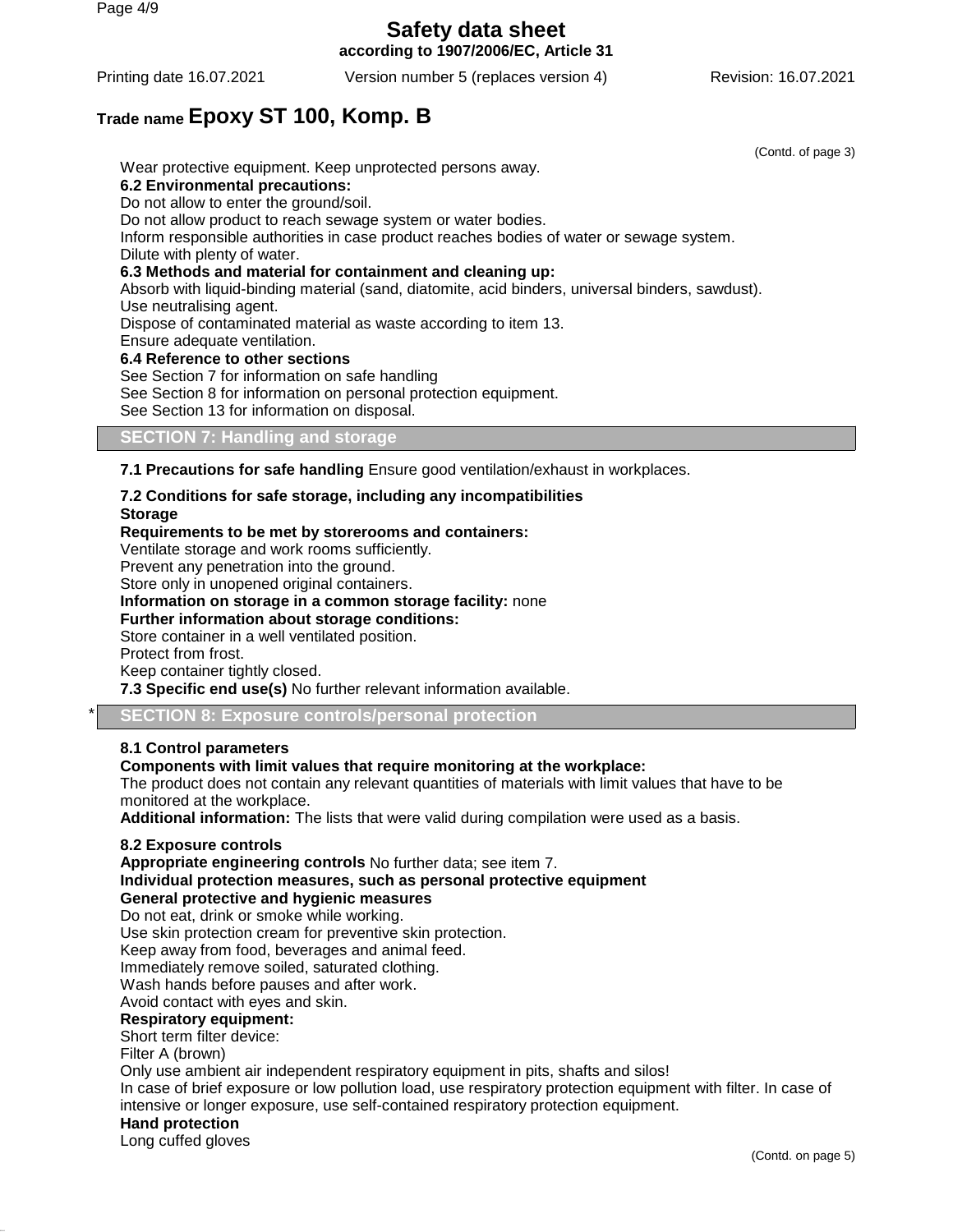# Safety data sheet

**according to 1907/2006/EC, Article 31**

Printing date 16.07.2021 Version number 5 (replaces version 4) Revision: 16.07.2021

## Trade name Epoxy ST 100, Komp. B

(Contd. of page 3)

Wear protective equipment. Keep unprotected persons away.

**6.2 Environmental precautions:**

Do not allow to enter the ground/soil.

Do not allow product to reach sewage system or water bodies.

Inform responsible authorities in case product reaches bodies of water or sewage system.

Dilute with plenty of water.

**6.3 Methods and material for containment and cleaning up:**

Absorb with liquid-binding material (sand, diatomite, acid binders, universal binders, sawdust).

Use neutralising agent.

Dispose of contaminated material as waste according to item 13.

Ensure adequate ventilation.

**6.4 Reference to other sections**

See Section 7 for information on safe handling

See Section 8 for information on personal protection equipment.

See Section 13 for information on disposal.

## SECTION 7: Handling and storage

**7.1 Precautions for safe handling** Ensure good ventilation/exhaust in workplaces.

**7.2 Conditions for safe storage, including any incompatibilities**

**Storage**

**Requirements to be met by storerooms and containers:**

Ventilate storage and work rooms sufficiently.

Prevent any penetration into the ground.

Store only in unopened original containers.

**Information on storage in a common storage facility:** none

**Further information about storage conditions:**

Store container in a well ventilated position.

Protect from frost.

Keep container tightly closed.

**7.3 Specific end use(s)** No further relevant information available.

## * SECTION 8: Exposure controls/personal protection

**8.1 Control parameters**

**Components with limit values that require monitoring at the workplace:**

The product does not contain any relevant quantities of materials with limit values that have to be monitored at the workplace.

**Additional information:** The lists that were valid during compilation were used as a basis.

**8.2 Exposure controls**

**Appropriate engineering controls** No further data; see item 7.

**Individual protection measures, such as personal protective equipment**

**General protective and hygienic measures**

Do not eat, drink or smoke while working.

Use skin protection cream for preventive skin protection.

Keep away from food, beverages and animal feed.

Immediately remove soiled, saturated clothing.

Wash hands before pauses and after work.

Avoid contact with eyes and skin.

**Respiratory equipment:**

Short term filter device:

Filter A (brown)

Only use ambient air independent respiratory equipment in pits, shafts and silos!

In case of brief exposure or low pollution load, use respiratory protection equipment with filter. In case of intensive or longer exposure, use self-contained respiratory protection equipment.

**Hand protection**

Long cuffed gloves

(Contd. on page 5)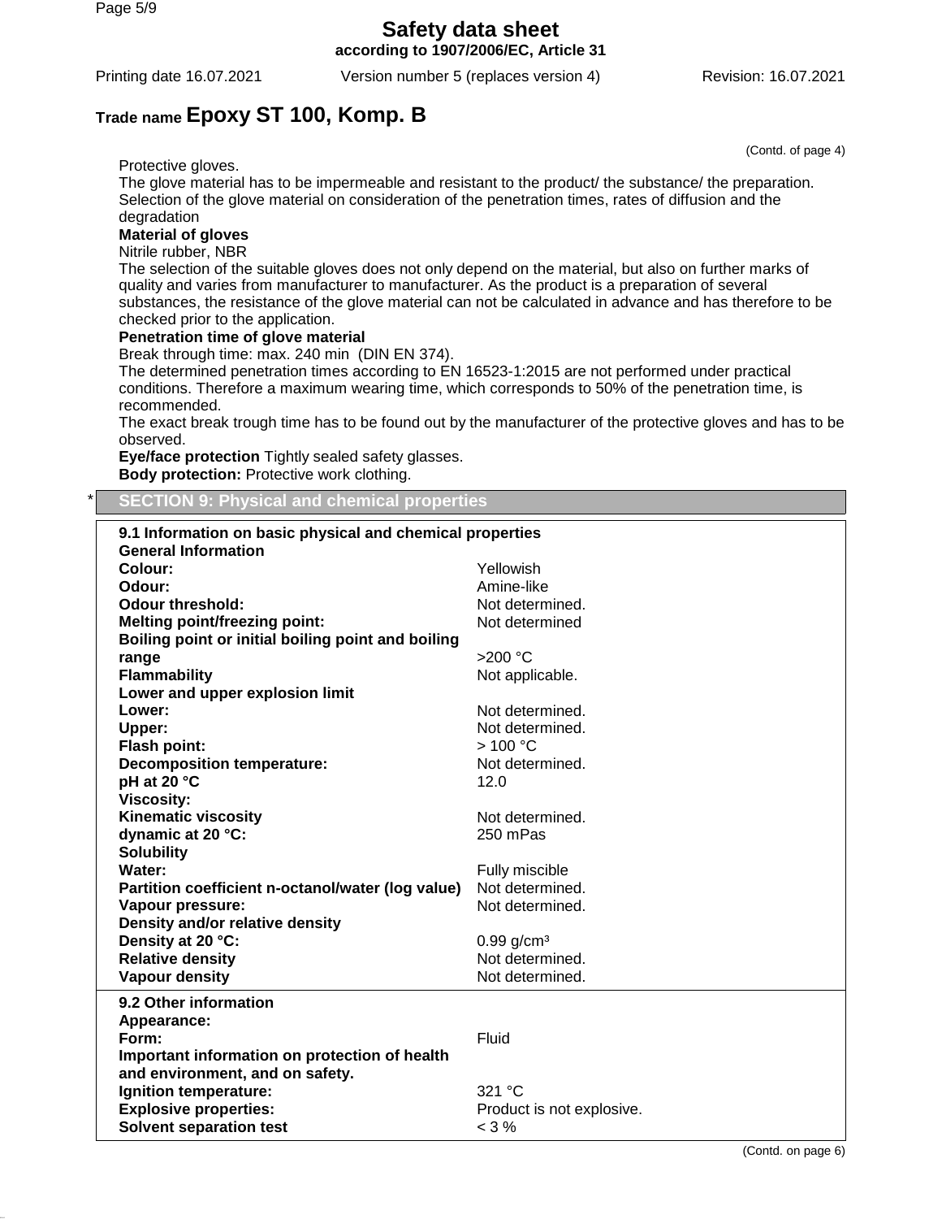**Safety data sheet**
**according to 1907/2006/EC, Article 31**

Printing date 16.07.2021 Version number 5 (replaces version 4) Revision: 16.07.2021

**Trade name Epoxy ST 100, Komp. B**

(Contd. of page 4)

Protective gloves.
The glove material has to be impermeable and resistant to the product/ the substance/ the preparation.
Selection of the glove material on consideration of the penetration times, rates of diffusion and the degradation

**Material of gloves**
Nitrile rubber, NBR
The selection of the suitable gloves does not only depend on the material, but also on further marks of quality and varies from manufacturer to manufacturer. As the product is a preparation of several substances, the resistance of the glove material can not be calculated in advance and has therefore to be checked prior to the application.

**Penetration time of glove material**
Break through time: max. 240 min (DIN EN 374).
The determined penetration times according to EN 16523-1:2015 are not performed under practical conditions. Therefore a maximum wearing time, which corresponds to 50% of the penetration time, is recommended.
The exact break trough time has to be found out by the manufacturer of the protective gloves and has to be observed.

**Eye/face protection** Tightly sealed safety glasses.
**Body protection:** Protective work clothing.

## * SECTION 9: Physical and chemical properties

| | |
|---|---|
| **9.1 Information on basic physical and chemical properties** | |
| **General Information** | |
| **Colour:** | Yellowish |
| **Odour:** | Amine-like |
| **Odour threshold:** | Not determined. |
| **Melting point/freezing point:** | Not determined |
| **Boiling point or initial boiling point and boiling range** | >200 °C |
| **Flammability** | Not applicable. |
| **Lower and upper explosion limit** | |
| **Lower:** | Not determined. |
| **Upper:** | Not determined. |
| **Flash point:** | > 100 °C |
| **Decomposition temperature:** | Not determined. |
| **pH at 20 °C** | 12.0 |
| **Viscosity:** | |
| **Kinematic viscosity** | Not determined. |
| **dynamic at 20 °C:** | 250 mPas |
| **Solubility** | |
| **Water:** | Fully miscible |
| **Partition coefficient n-octanol/water (log value)** | Not determined. |
| **Vapour pressure:** | Not determined. |
| **Density and/or relative density** | |
| **Density at 20 °C:** | 0.99 g/cm³ |
| **Relative density** | Not determined. |
| **Vapour density** | Not determined. |
| **9.2 Other information** | |
| **Appearance:** | |
| **Form:** | Fluid |
| **Important information on protection of health and environment, and on safety.** | |
| **Ignition temperature:** | 321 °C |
| **Explosive properties:** | Product is not explosive. |
| **Solvent separation test** | < 3 % |

(Contd. on page 6)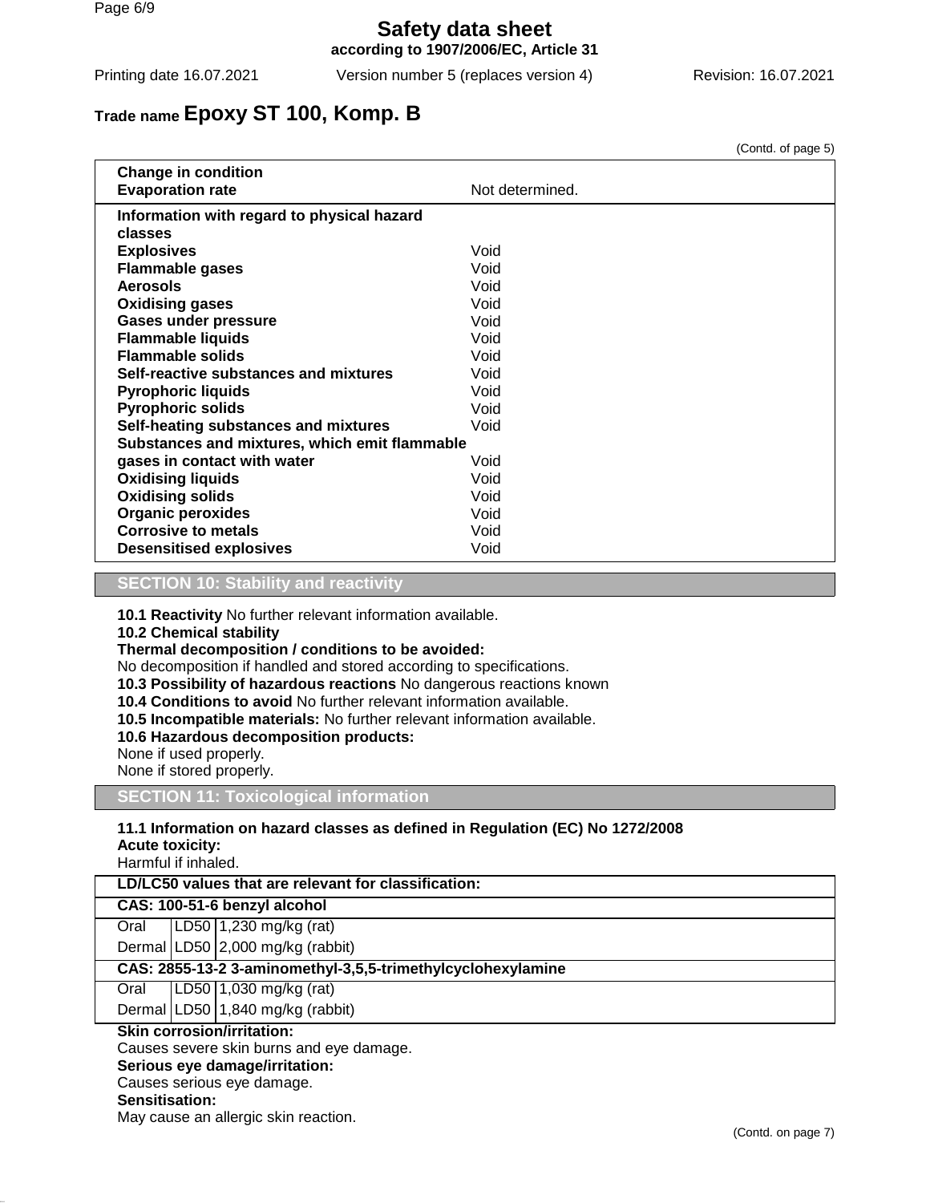# Safety data sheet

**according to 1907/2006/EC, Article 31**

Printing date 16.07.2021 Version number 5 (replaces version 4) Revision: 16.07.2021

## Trade name Epoxy ST 100, Komp. B

(Contd. of page 5)

| | |
|---|---|
| **Change in condition** | |
| **Evaporation rate** | Not determined. |
| **Information with regard to physical hazard classes** | |
| **Explosives** | Void |
| **Flammable gases** | Void |
| **Aerosols** | Void |
| **Oxidising gases** | Void |
| **Gases under pressure** | Void |
| **Flammable liquids** | Void |
| **Flammable solids** | Void |
| **Self-reactive substances and mixtures** | Void |
| **Pyrophoric liquids** | Void |
| **Pyrophoric solids** | Void |
| **Self-heating substances and mixtures** | Void |
| **Substances and mixtures, which emit flammable gases in contact with water** | Void |
| **Oxidising liquids** | Void |
| **Oxidising solids** | Void |
| **Organic peroxides** | Void |
| **Corrosive to metals** | Void |
| **Desensitised explosives** | Void |

## SECTION 10: Stability and reactivity

**10.1 Reactivity** No further relevant information available.

**10.2 Chemical stability**

**Thermal decomposition / conditions to be avoided:**

No decomposition if handled and stored according to specifications.

**10.3 Possibility of hazardous reactions** No dangerous reactions known

**10.4 Conditions to avoid** No further relevant information available.

**10.5 Incompatible materials:** No further relevant information available.

**10.6 Hazardous decomposition products:**

None if used properly.

None if stored properly.

## SECTION 11: Toxicological information

**11.1 Information on hazard classes as defined in Regulation (EC) No 1272/2008**

**Acute toxicity:**

Harmful if inhaled.

| **LD/LC50 values that are relevant for classification:** | | |
|---|---|---|
| **CAS: 100-51-6 benzyl alcohol** | | |
| Oral | LD50 | 1,230 mg/kg (rat) |
| Dermal | LD50 | 2,000 mg/kg (rabbit) |
| **CAS: 2855-13-2 3-aminomethyl-3,5,5-trimethylcyclohexylamine** | | |
| Oral | LD50 | 1,030 mg/kg (rat) |
| Dermal | LD50 | 1,840 mg/kg (rabbit) |

**Skin corrosion/irritation:**

Causes severe skin burns and eye damage.

**Serious eye damage/irritation:**

Causes serious eye damage.

**Sensitisation:**

May cause an allergic skin reaction.

(Contd. on page 7)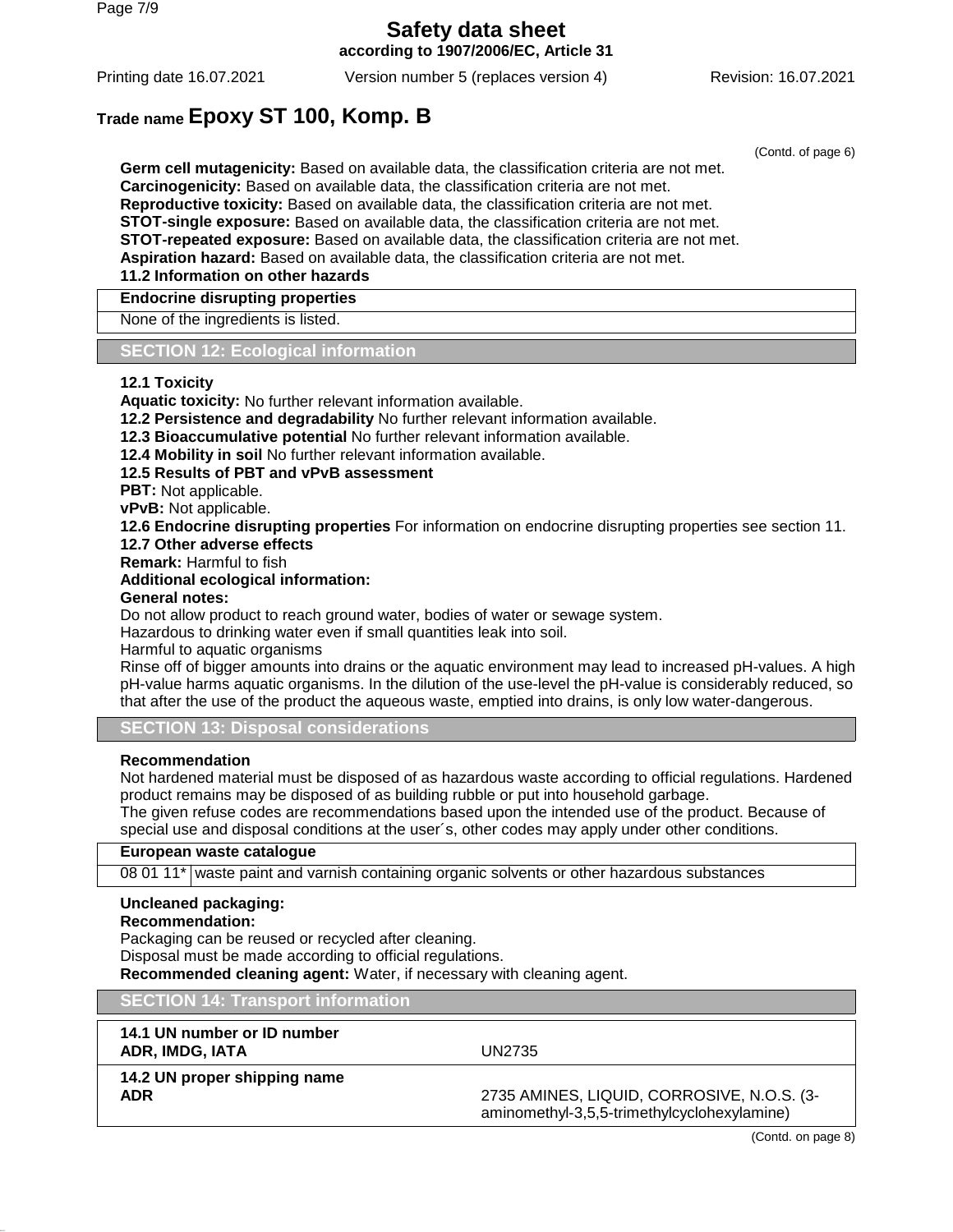(Contd. of page 6)

**Germ cell mutagenicity:** Based on available data, the classification criteria are not met.
**Carcinogenicity:** Based on available data, the classification criteria are not met.
**Reproductive toxicity:** Based on available data, the classification criteria are not met.
**STOT-single exposure:** Based on available data, the classification criteria are not met.
**STOT-repeated exposure:** Based on available data, the classification criteria are not met.
**Aspiration hazard:** Based on available data, the classification criteria are not met.

**11.2 Information on other hazards**

| Endocrine disrupting properties |
|---|
| None of the ingredients is listed. |

## SECTION 12: Ecological information

**12.1 Toxicity**
**Aquatic toxicity:** No further relevant information available.
**12.2 Persistence and degradability** No further relevant information available.
**12.3 Bioaccumulative potential** No further relevant information available.
**12.4 Mobility in soil** No further relevant information available.
**12.5 Results of PBT and vPvB assessment**
**PBT:** Not applicable.
**vPvB:** Not applicable.
**12.6 Endocrine disrupting properties** For information on endocrine disrupting properties see section 11.
**12.7 Other adverse effects**
**Remark:** Harmful to fish
**Additional ecological information:**
**General notes:**
Do not allow product to reach ground water, bodies of water or sewage system.
Hazardous to drinking water even if small quantities leak into soil.
Harmful to aquatic organisms
Rinse off of bigger amounts into drains or the aquatic environment may lead to increased pH-values. A high pH-value harms aquatic organisms. In the dilution of the use-level the pH-value is considerably reduced, so that after the use of the product the aqueous waste, emptied into drains, is only low water-dangerous.

## SECTION 13: Disposal considerations

**Recommendation**
Not hardened material must be disposed of as hazardous waste according to official regulations. Hardened product remains may be disposed of as building rubble or put into household garbage.
The given refuse codes are recommendations based upon the intended use of the product. Because of special use and disposal conditions at the user´s, other codes may apply under other conditions.

| European waste catalogue | |
|---|---|
| 08 01 11* | waste paint and varnish containing organic solvents or other hazardous substances |

**Uncleaned packaging:**
**Recommendation:**
Packaging can be reused or recycled after cleaning.
Disposal must be made according to official regulations.
**Recommended cleaning agent:** Water, if necessary with cleaning agent.

## SECTION 14: Transport information

| | |
|---|---|
| **14.1 UN number or ID number**<br>**ADR, IMDG, IATA** | UN2735 |
| **14.2 UN proper shipping name**<br>**ADR** | 2735 AMINES, LIQUID, CORROSIVE, N.O.S. (3-aminomethyl-3,5,5-trimethylcyclohexylamine) |

(Contd. on page 8)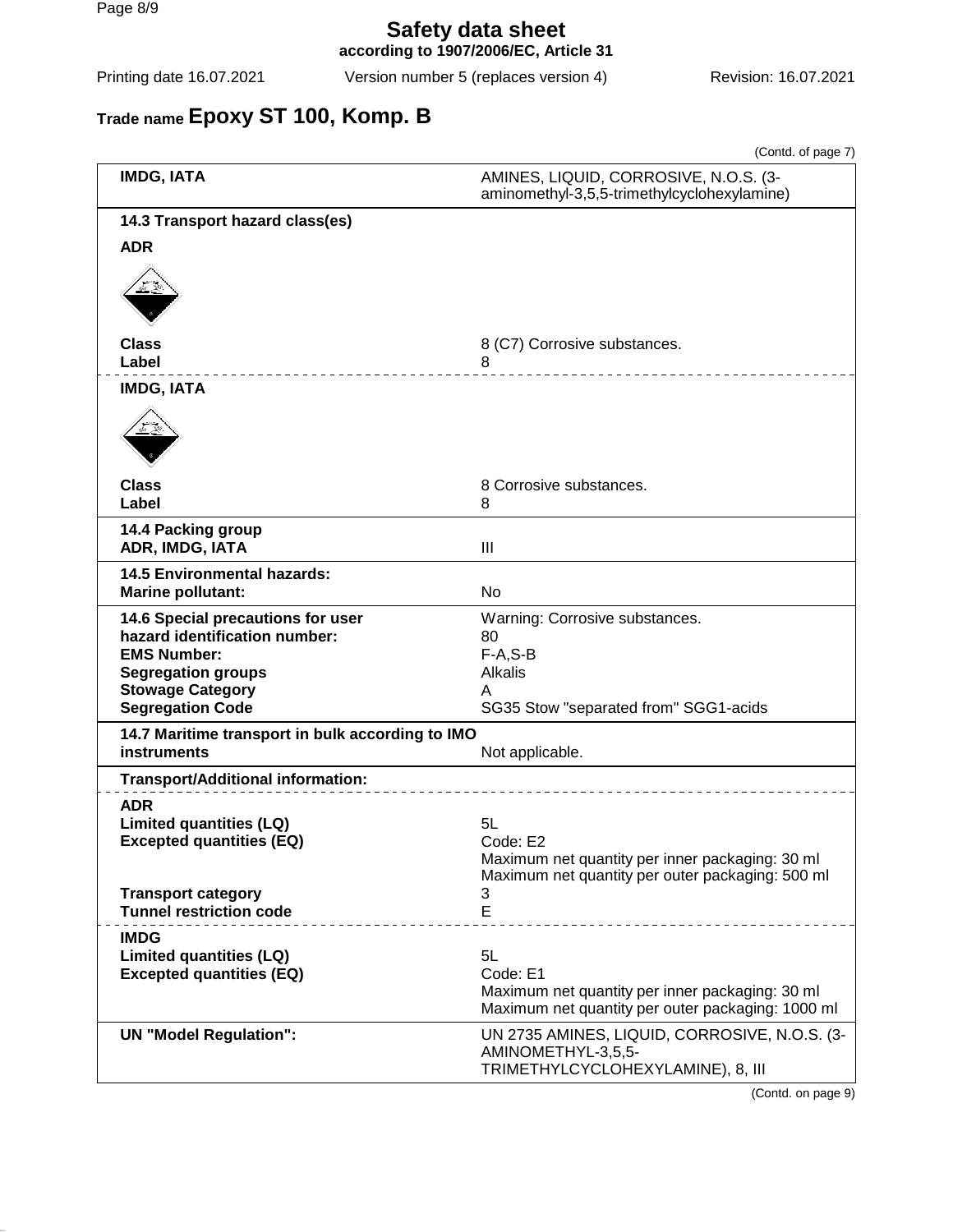# Safety data sheet
**according to 1907/2006/EC, Article 31**

Printing date 16.07.2021 Version number 5 (replaces version 4) Revision: 16.07.2021

## Trade name Epoxy ST 100, Komp. B

(Contd. of page 7)

| | |
|---|---|
| **IMDG, IATA** | AMINES, LIQUID, CORROSIVE, N.O.S. (3-aminomethyl-3,5,5-trimethylcyclohexylamine) |
| **14.3 Transport hazard class(es)** | |
| **ADR** | |
| **Class** | 8 (C7) Corrosive substances. |
| **Label** | 8 |
| **IMDG, IATA** | |
| **Class** | 8 Corrosive substances. |
| **Label** | 8 |
| **14.4 Packing group** | |
| **ADR, IMDG, IATA** | III |
| **14.5 Environmental hazards:** | |
| **Marine pollutant:** | No |
| **14.6 Special precautions for user** | Warning: Corrosive substances. |
| **hazard identification number:** | 80 |
| **EMS Number:** | F-A,S-B |
| **Segregation groups** | Alkalis |
| **Stowage Category** | A |
| **Segregation Code** | SG35 Stow "separated from" SGG1-acids |
| **14.7 Maritime transport in bulk according to IMO instruments** | Not applicable. |
| **Transport/Additional information:** | |
| **ADR** | |
| **Limited quantities (LQ)** | 5L |
| **Excepted quantities (EQ)** | Code: E2<br>Maximum net quantity per inner packaging: 30 ml<br>Maximum net quantity per outer packaging: 500 ml |
| **Transport category** | 3 |
| **Tunnel restriction code** | E |
| **IMDG** | |
| **Limited quantities (LQ)** | 5L |
| **Excepted quantities (EQ)** | Code: E1<br>Maximum net quantity per inner packaging: 30 ml<br>Maximum net quantity per outer packaging: 1000 ml |
| **UN "Model Regulation":** | UN 2735 AMINES, LIQUID, CORROSIVE, N.O.S. (3-AMINOMETHYL-3,5,5-TRIMETHYLCYCLOHEXYLAMINE), 8, III |

(Contd. on page 9)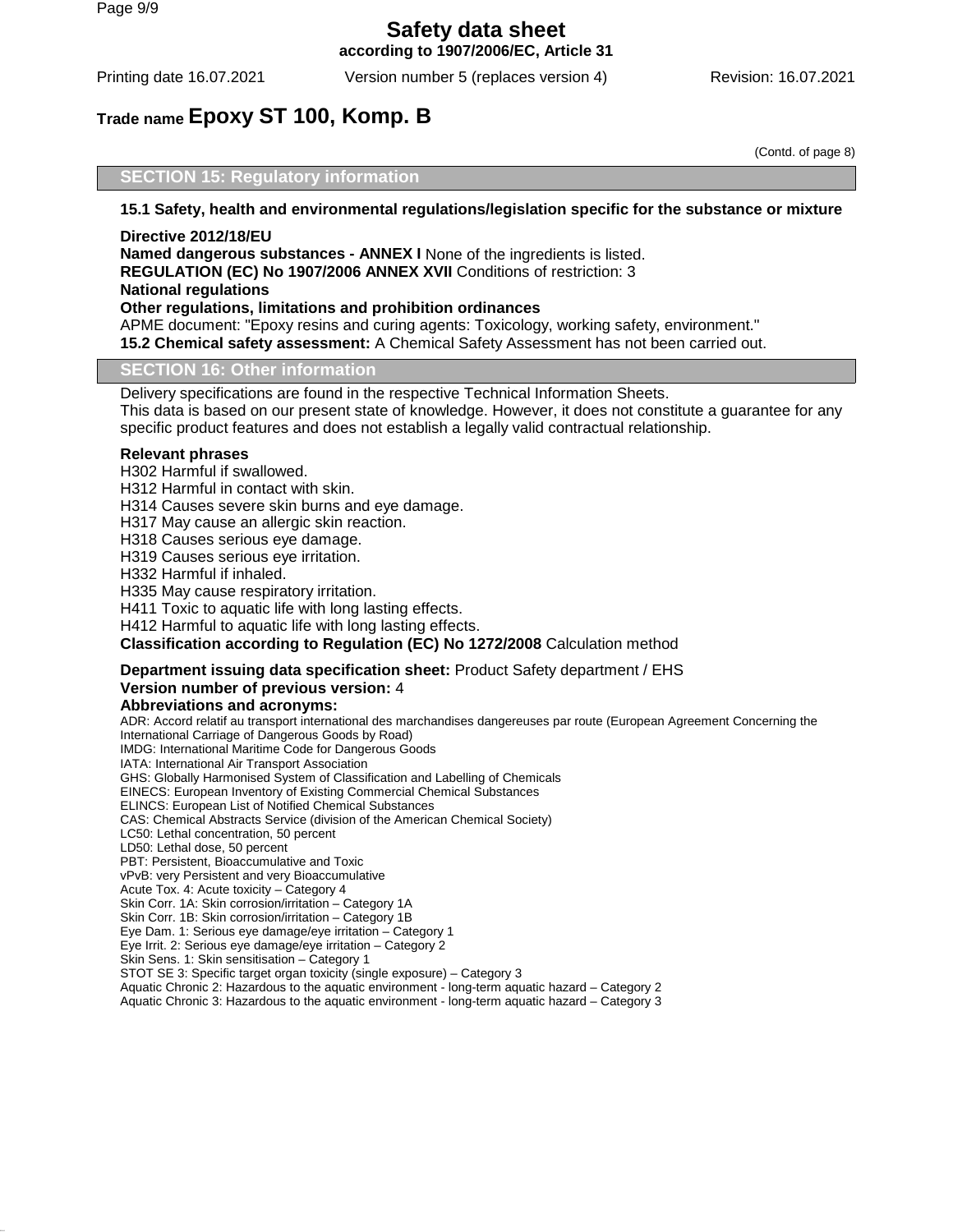Trade name **Epoxy ST 100, Komp. B**

(Contd. of page 8)

## SECTION 15: Regulatory information

**15.1 Safety, health and environmental regulations/legislation specific for the substance or mixture**

**Directive 2012/18/EU**
**Named dangerous substances - ANNEX I** None of the ingredients is listed.
**REGULATION (EC) No 1907/2006 ANNEX XVII** Conditions of restriction: 3
**National regulations**
**Other regulations, limitations and prohibition ordinances**
APME document: "Epoxy resins and curing agents: Toxicology, working safety, environment."
**15.2 Chemical safety assessment:** A Chemical Safety Assessment has not been carried out.

## SECTION 16: Other information

Delivery specifications are found in the respective Technical Information Sheets.
This data is based on our present state of knowledge. However, it does not constitute a guarantee for any specific product features and does not establish a legally valid contractual relationship.

**Relevant phrases**
H302 Harmful if swallowed.
H312 Harmful in contact with skin.
H314 Causes severe skin burns and eye damage.
H317 May cause an allergic skin reaction.
H318 Causes serious eye damage.
H319 Causes serious eye irritation.
H332 Harmful if inhaled.
H335 May cause respiratory irritation.
H411 Toxic to aquatic life with long lasting effects.
H412 Harmful to aquatic life with long lasting effects.
**Classification according to Regulation (EC) No 1272/2008** Calculation method

**Department issuing data specification sheet:** Product Safety department / EHS
**Version number of previous version:** 4
**Abbreviations and acronyms:**
ADR: Accord relatif au transport international des marchandises dangereuses par route (European Agreement Concerning the International Carriage of Dangerous Goods by Road)
IMDG: International Maritime Code for Dangerous Goods
IATA: International Air Transport Association
GHS: Globally Harmonised System of Classification and Labelling of Chemicals
EINECS: European Inventory of Existing Commercial Chemical Substances
ELINCS: European List of Notified Chemical Substances
CAS: Chemical Abstracts Service (division of the American Chemical Society)
LC50: Lethal concentration, 50 percent
LD50: Lethal dose, 50 percent
PBT: Persistent, Bioaccumulative and Toxic
vPvB: very Persistent and very Bioaccumulative
Acute Tox. 4: Acute toxicity – Category 4
Skin Corr. 1A: Skin corrosion/irritation – Category 1A
Skin Corr. 1B: Skin corrosion/irritation – Category 1B
Eye Dam. 1: Serious eye damage/eye irritation – Category 1
Eye Irrit. 2: Serious eye damage/eye irritation – Category 2
Skin Sens. 1: Skin sensitisation – Category 1
STOT SE 3: Specific target organ toxicity (single exposure) – Category 3
Aquatic Chronic 2: Hazardous to the aquatic environment - long-term aquatic hazard – Category 2
Aquatic Chronic 3: Hazardous to the aquatic environment - long-term aquatic hazard – Category 3